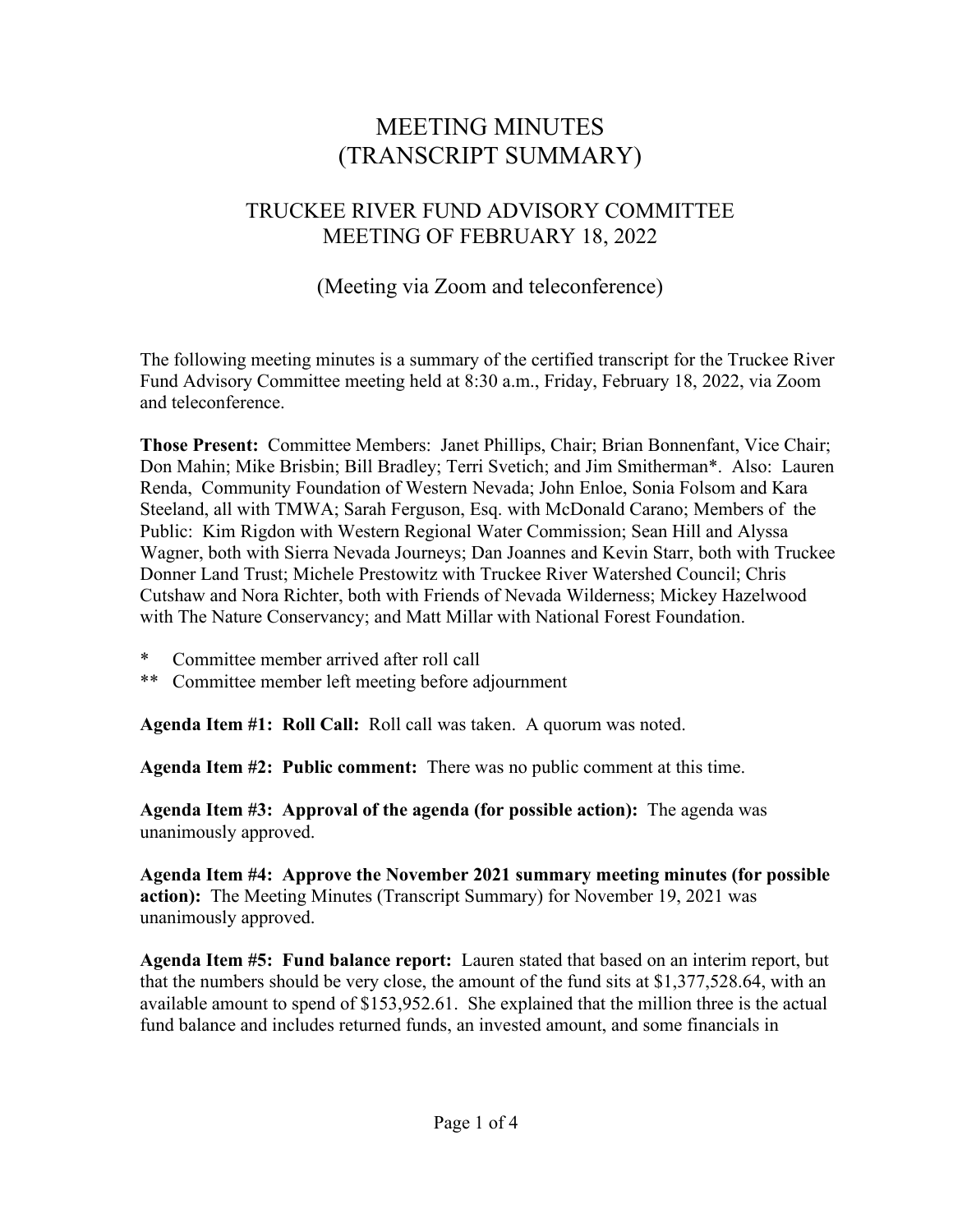# MEETING MINUTES
# (TRANSCRIPT SUMMARY)

## TRUCKEE RIVER FUND ADVISORY COMMITTEE
## MEETING OF FEBRUARY 18, 2022

### (Meeting via Zoom and teleconference)

The following meeting minutes is a summary of the certified transcript for the Truckee River Fund Advisory Committee meeting held at 8:30 a.m., Friday, February 18, 2022, via Zoom and teleconference.

**Those Present:** Committee Members: Janet Phillips, Chair; Brian Bonnenfant, Vice Chair; Don Mahin; Mike Brisbin; Bill Bradley; Terri Svetich; and Jim Smitherman*. Also: Lauren Renda, Community Foundation of Western Nevada; John Enloe, Sonia Folsom and Kara Steeland, all with TMWA; Sarah Ferguson, Esq. with McDonald Carano; Members of the Public: Kim Rigdon with Western Regional Water Commission; Sean Hill and Alyssa Wagner, both with Sierra Nevada Journeys; Dan Joannes and Kevin Starr, both with Truckee Donner Land Trust; Michele Prestowitz with Truckee River Watershed Council; Chris Cutshaw and Nora Richter, both with Friends of Nevada Wilderness; Mickey Hazelwood with The Nature Conservancy; and Matt Millar with National Forest Foundation.

\* Committee member arrived after roll call

\** Committee member left meeting before adjournment

**Agenda Item #1: Roll Call:** Roll call was taken. A quorum was noted.

**Agenda Item #2: Public comment:** There was no public comment at this time.

**Agenda Item #3: Approval of the agenda (for possible action):** The agenda was unanimously approved.

**Agenda Item #4: Approve the November 2021 summary meeting minutes (for possible action):** The Meeting Minutes (Transcript Summary) for November 19, 2021 was unanimously approved.

**Agenda Item #5: Fund balance report:** Lauren stated that based on an interim report, but that the numbers should be very close, the amount of the fund sits at $1,377,528.64, with an available amount to spend of $153,952.61. She explained that the million three is the actual fund balance and includes returned funds, an invested amount, and some financials in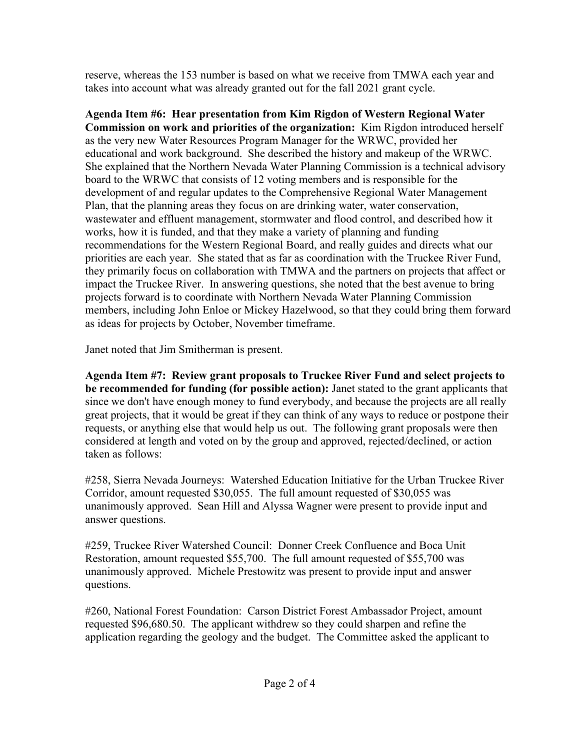reserve, whereas the 153 number is based on what we receive from TMWA each year and takes into account what was already granted out for the fall 2021 grant cycle.

**Agenda Item #6: Hear presentation from Kim Rigdon of Western Regional Water Commission on work and priorities of the organization:** Kim Rigdon introduced herself as the very new Water Resources Program Manager for the WRWC, provided her educational and work background. She described the history and makeup of the WRWC. She explained that the Northern Nevada Water Planning Commission is a technical advisory board to the WRWC that consists of 12 voting members and is responsible for the development of and regular updates to the Comprehensive Regional Water Management Plan, that the planning areas they focus on are drinking water, water conservation, wastewater and effluent management, stormwater and flood control, and described how it works, how it is funded, and that they make a variety of planning and funding recommendations for the Western Regional Board, and really guides and directs what our priorities are each year. She stated that as far as coordination with the Truckee River Fund, they primarily focus on collaboration with TMWA and the partners on projects that affect or impact the Truckee River. In answering questions, she noted that the best avenue to bring projects forward is to coordinate with Northern Nevada Water Planning Commission members, including John Enloe or Mickey Hazelwood, so that they could bring them forward as ideas for projects by October, November timeframe.

Janet noted that Jim Smitherman is present.

**Agenda Item #7: Review grant proposals to Truckee River Fund and select projects to be recommended for funding (for possible action):** Janet stated to the grant applicants that since we don't have enough money to fund everybody, and because the projects are all really great projects, that it would be great if they can think of any ways to reduce or postpone their requests, or anything else that would help us out. The following grant proposals were then considered at length and voted on by the group and approved, rejected/declined, or action taken as follows:

#258, Sierra Nevada Journeys: Watershed Education Initiative for the Urban Truckee River Corridor, amount requested $30,055. The full amount requested of $30,055 was unanimously approved. Sean Hill and Alyssa Wagner were present to provide input and answer questions.

#259, Truckee River Watershed Council: Donner Creek Confluence and Boca Unit Restoration, amount requested $55,700. The full amount requested of $55,700 was unanimously approved. Michele Prestowitz was present to provide input and answer questions.

#260, National Forest Foundation: Carson District Forest Ambassador Project, amount requested $96,680.50. The applicant withdrew so they could sharpen and refine the application regarding the geology and the budget. The Committee asked the applicant to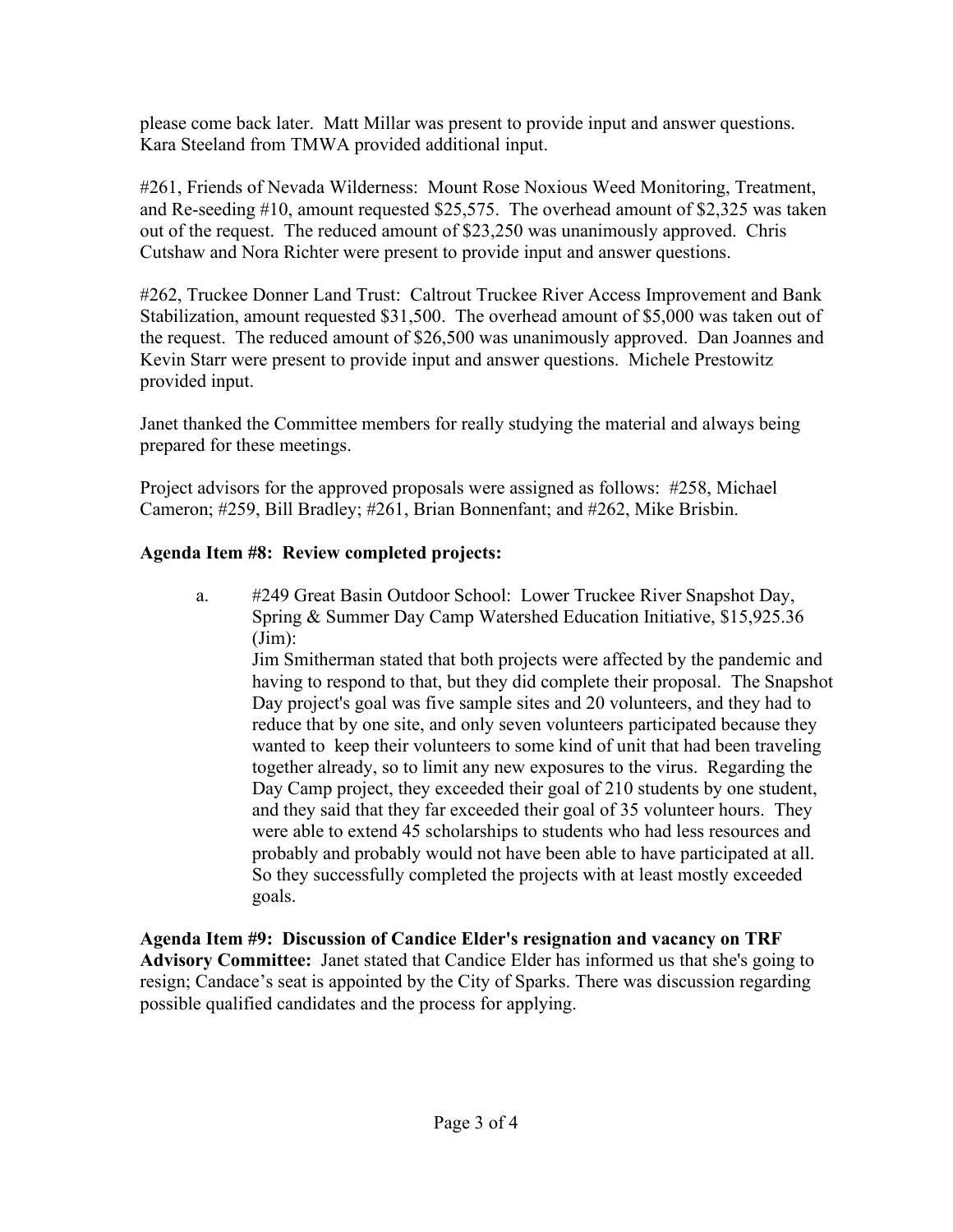please come back later. Matt Millar was present to provide input and answer questions. Kara Steeland from TMWA provided additional input.

#261, Friends of Nevada Wilderness: Mount Rose Noxious Weed Monitoring, Treatment, and Re-seeding #10, amount requested $25,575. The overhead amount of $2,325 was taken out of the request. The reduced amount of $23,250 was unanimously approved. Chris Cutshaw and Nora Richter were present to provide input and answer questions.

#262, Truckee Donner Land Trust: Caltrout Truckee River Access Improvement and Bank Stabilization, amount requested $31,500. The overhead amount of $5,000 was taken out of the request. The reduced amount of $26,500 was unanimously approved. Dan Joannes and Kevin Starr were present to provide input and answer questions. Michele Prestowitz provided input.

Janet thanked the Committee members for really studying the material and always being prepared for these meetings.

Project advisors for the approved proposals were assigned as follows: #258, Michael Cameron; #259, Bill Bradley; #261, Brian Bonnenfant; and #262, Mike Brisbin.

**Agenda Item #8: Review completed projects:**

a. #249 Great Basin Outdoor School: Lower Truckee River Snapshot Day, Spring & Summer Day Camp Watershed Education Initiative, $15,925.36 (Jim):
   Jim Smitherman stated that both projects were affected by the pandemic and having to respond to that, but they did complete their proposal. The Snapshot Day project's goal was five sample sites and 20 volunteers, and they had to reduce that by one site, and only seven volunteers participated because they wanted to keep their volunteers to some kind of unit that had been traveling together already, so to limit any new exposures to the virus. Regarding the Day Camp project, they exceeded their goal of 210 students by one student, and they said that they far exceeded their goal of 35 volunteer hours. They were able to extend 45 scholarships to students who had less resources and probably and probably would not have been able to have participated at all. So they successfully completed the projects with at least mostly exceeded goals.

**Agenda Item #9: Discussion of Candice Elder's resignation and vacancy on TRF Advisory Committee:** Janet stated that Candice Elder has informed us that she's going to resign; Candace's seat is appointed by the City of Sparks. There was discussion regarding possible qualified candidates and the process for applying.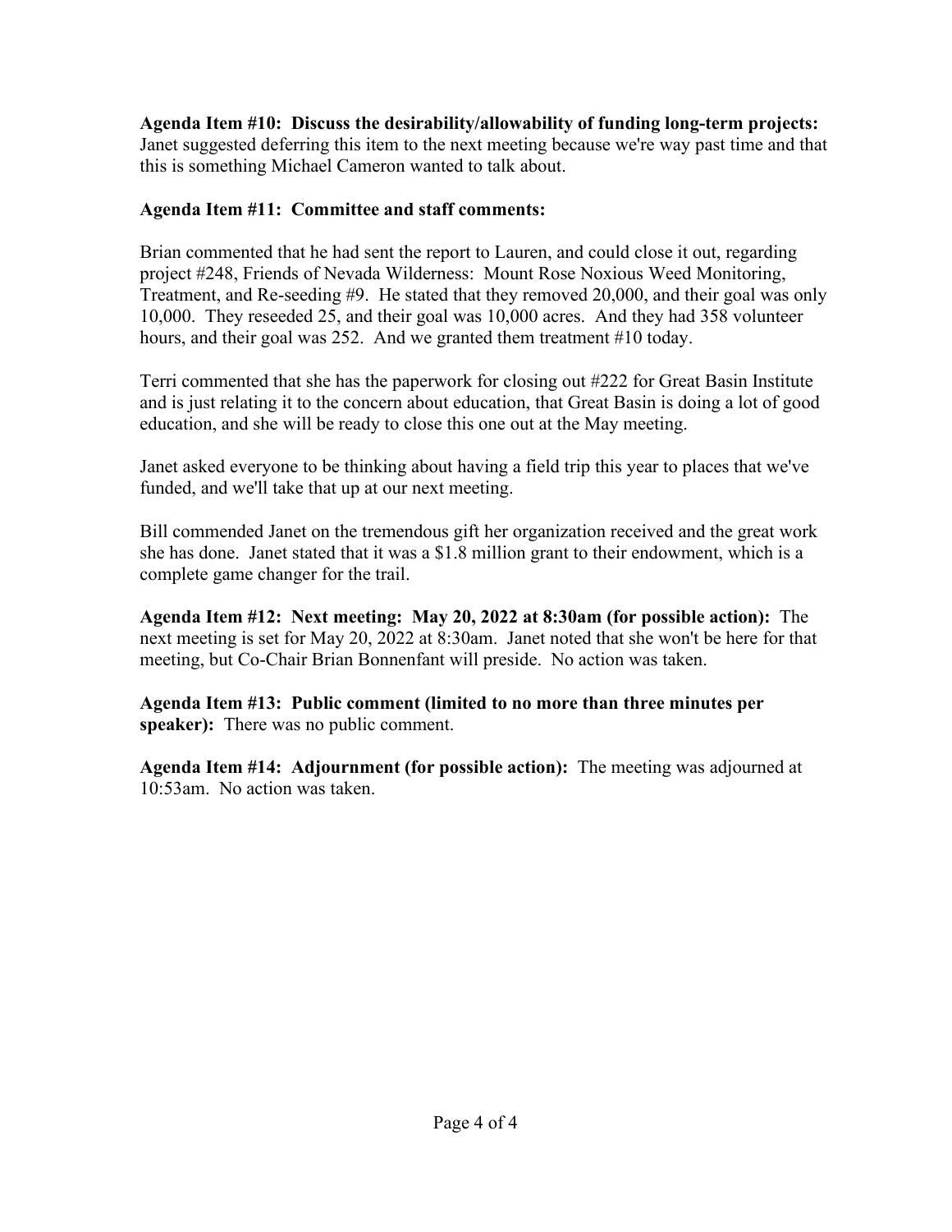**Agenda Item #10: Discuss the desirability/allowability of funding long-term projects:** Janet suggested deferring this item to the next meeting because we're way past time and that this is something Michael Cameron wanted to talk about.

**Agenda Item #11: Committee and staff comments:**

Brian commented that he had sent the report to Lauren, and could close it out, regarding project #248, Friends of Nevada Wilderness: Mount Rose Noxious Weed Monitoring, Treatment, and Re-seeding #9. He stated that they removed 20,000, and their goal was only 10,000. They reseeded 25, and their goal was 10,000 acres. And they had 358 volunteer hours, and their goal was 252. And we granted them treatment #10 today.

Terri commented that she has the paperwork for closing out #222 for Great Basin Institute and is just relating it to the concern about education, that Great Basin is doing a lot of good education, and she will be ready to close this one out at the May meeting.

Janet asked everyone to be thinking about having a field trip this year to places that we've funded, and we'll take that up at our next meeting.

Bill commended Janet on the tremendous gift her organization received and the great work she has done. Janet stated that it was a $1.8 million grant to their endowment, which is a complete game changer for the trail.

**Agenda Item #12: Next meeting: May 20, 2022 at 8:30am (for possible action):** The next meeting is set for May 20, 2022 at 8:30am. Janet noted that she won't be here for that meeting, but Co-Chair Brian Bonnenfant will preside. No action was taken.

**Agenda Item #13: Public comment (limited to no more than three minutes per speaker):** There was no public comment.

**Agenda Item #14: Adjournment (for possible action):** The meeting was adjourned at 10:53am. No action was taken.